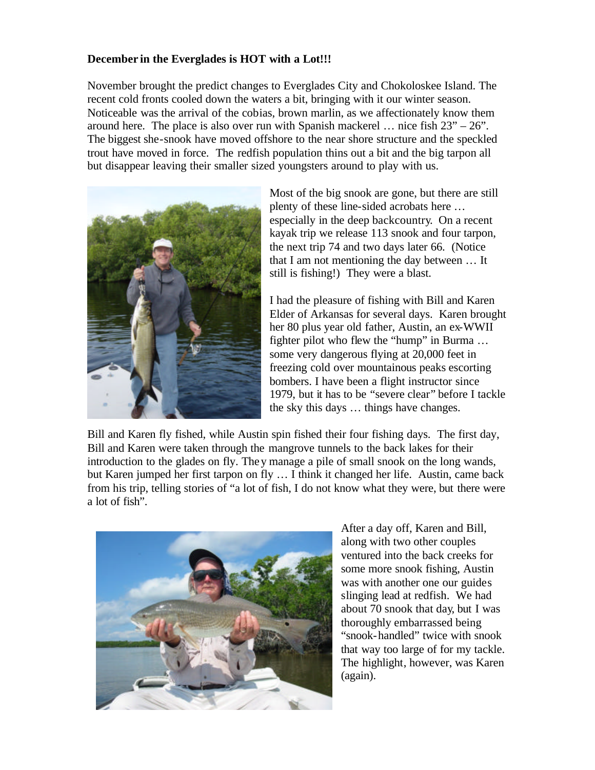**December in the Everglades is HOT with a Lot!!!**

November brought the predict changes to Everglades City and Chokoloskee Island. The recent cold fronts cooled down the waters a bit, bringing with it our winter season. Noticeable was the arrival of the cobias, brown marlin, as we affectionately know them around here. The place is also over run with Spanish mackerel … nice fish 23" – 26". The biggest she-snook have moved offshore to the near shore structure and the speckled trout have moved in force. The redfish population thins out a bit and the big tarpon all but disappear leaving their smaller sized youngsters around to play with us.

Most of the big snook are gone, but there are still plenty of these line-sided acrobats here … especially in the deep backcountry. On a recent kayak trip we release 113 snook and four tarpon, the next trip 74 and two days later 66. (Notice that I am not mentioning the day between … It still is fishing!) They were a blast.

I had the pleasure of fishing with Bill and Karen Elder of Arkansas for several days. Karen brought her 80 plus year old father, Austin, an ex-WWII fighter pilot who flew the "hump" in Burma … some very dangerous flying at 20,000 feet in freezing cold over mountainous peaks escorting bombers. I have been a flight instructor since 1979, but it has to be "severe clear" before I tackle the sky this days … things have changes.

Bill and Karen fly fished, while Austin spin fished their four fishing days. The first day, Bill and Karen were taken through the mangrove tunnels to the back lakes for their introduction to the glades on fly. They manage a pile of small snook on the long wands, but Karen jumped her first tarpon on fly … I think it changed her life. Austin, came back from his trip, telling stories of "a lot of fish, I do not know what they were, but there were a lot of fish".

After a day off, Karen and Bill, along with two other couples ventured into the back creeks for some more snook fishing, Austin was with another one our guides slinging lead at redfish. We had about 70 snook that day, but I was thoroughly embarrassed being "snook-handled" twice with snook that way too large of for my tackle. The highlight, however, was Karen (again).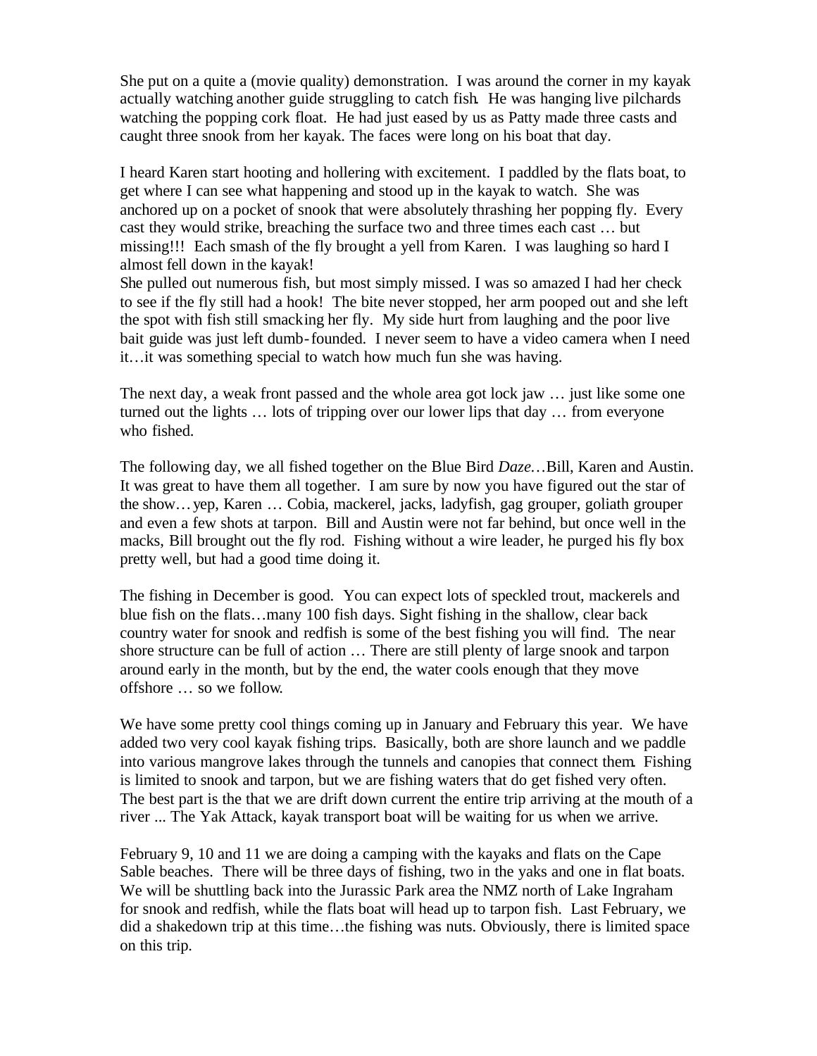She put on a quite a (movie quality) demonstration. I was around the corner in my kayak actually watching another guide struggling to catch fish. He was hanging live pilchards watching the popping cork float. He had just eased by us as Patty made three casts and caught three snook from her kayak. The faces were long on his boat that day.

I heard Karen start hooting and hollering with excitement. I paddled by the flats boat, to get where I can see what happening and stood up in the kayak to watch. She was anchored up on a pocket of snook that were absolutely thrashing her popping fly. Every cast they would strike, breaching the surface two and three times each cast … but missing!!! Each smash of the fly brought a yell from Karen. I was laughing so hard I almost fell down in the kayak!

She pulled out numerous fish, but most simply missed. I was so amazed I had her check to see if the fly still had a hook! The bite never stopped, her arm pooped out and she left the spot with fish still smacking her fly. My side hurt from laughing and the poor live bait guide was just left dumb-founded. I never seem to have a video camera when I need it…it was something special to watch how much fun she was having.

The next day, a weak front passed and the whole area got lock jaw … just like some one turned out the lights … lots of tripping over our lower lips that day … from everyone who fished.

The following day, we all fished together on the Blue Bird *Daze*…Bill, Karen and Austin. It was great to have them all together. I am sure by now you have figured out the star of the show…yep, Karen … Cobia, mackerel, jacks, ladyfish, gag grouper, goliath grouper and even a few shots at tarpon. Bill and Austin were not far behind, but once well in the macks, Bill brought out the fly rod. Fishing without a wire leader, he purged his fly box pretty well, but had a good time doing it.

The fishing in December is good. You can expect lots of speckled trout, mackerels and blue fish on the flats…many 100 fish days. Sight fishing in the shallow, clear back country water for snook and redfish is some of the best fishing you will find. The near shore structure can be full of action … There are still plenty of large snook and tarpon around early in the month, but by the end, the water cools enough that they move offshore … so we follow.

We have some pretty cool things coming up in January and February this year. We have added two very cool kayak fishing trips. Basically, both are shore launch and we paddle into various mangrove lakes through the tunnels and canopies that connect them. Fishing is limited to snook and tarpon, but we are fishing waters that do get fished very often. The best part is the that we are drift down current the entire trip arriving at the mouth of a river ... The Yak Attack, kayak transport boat will be waiting for us when we arrive.

February 9, 10 and 11 we are doing a camping with the kayaks and flats on the Cape Sable beaches. There will be three days of fishing, two in the yaks and one in flat boats. We will be shuttling back into the Jurassic Park area the NMZ north of Lake Ingraham for snook and redfish, while the flats boat will head up to tarpon fish. Last February, we did a shakedown trip at this time…the fishing was nuts. Obviously, there is limited space on this trip.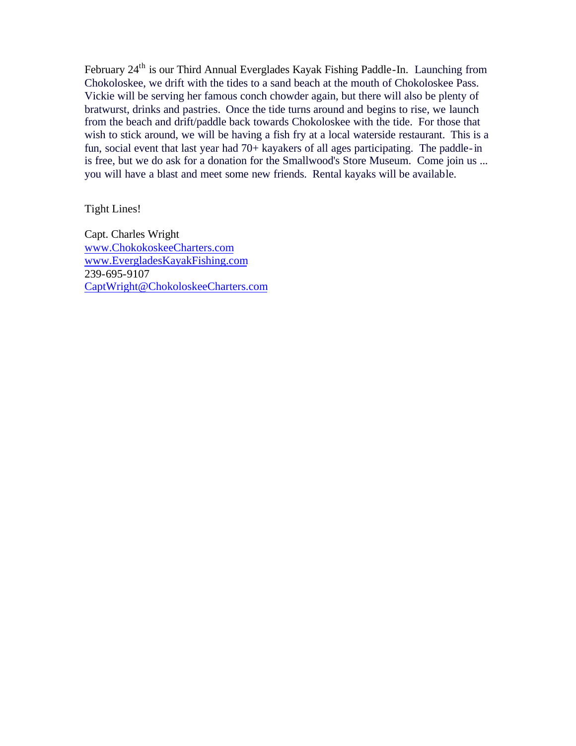February 24th is our Third Annual Everglades Kayak Fishing Paddle-In. Launching from Chokoloskee, we drift with the tides to a sand beach at the mouth of Chokoloskee Pass. Vickie will be serving her famous conch chowder again, but there will also be plenty of bratwurst, drinks and pastries. Once the tide turns around and begins to rise, we launch from the beach and drift/paddle back towards Chokoloskee with the tide. For those that wish to stick around, we will be having a fish fry at a local waterside restaurant. This is a fun, social event that last year had 70+ kayakers of all ages participating. The paddle-in is free, but we do ask for a donation for the Smallwood's Store Museum. Come join us ... you will have a blast and meet some new friends. Rental kayaks will be available.

Tight Lines!

Capt. Charles Wright  
www.ChokokoskeeCharters.com  
www.EvergladesKayakFishing.com  
239-695-9107  
CaptWright@ChokoloskeeCharters.com